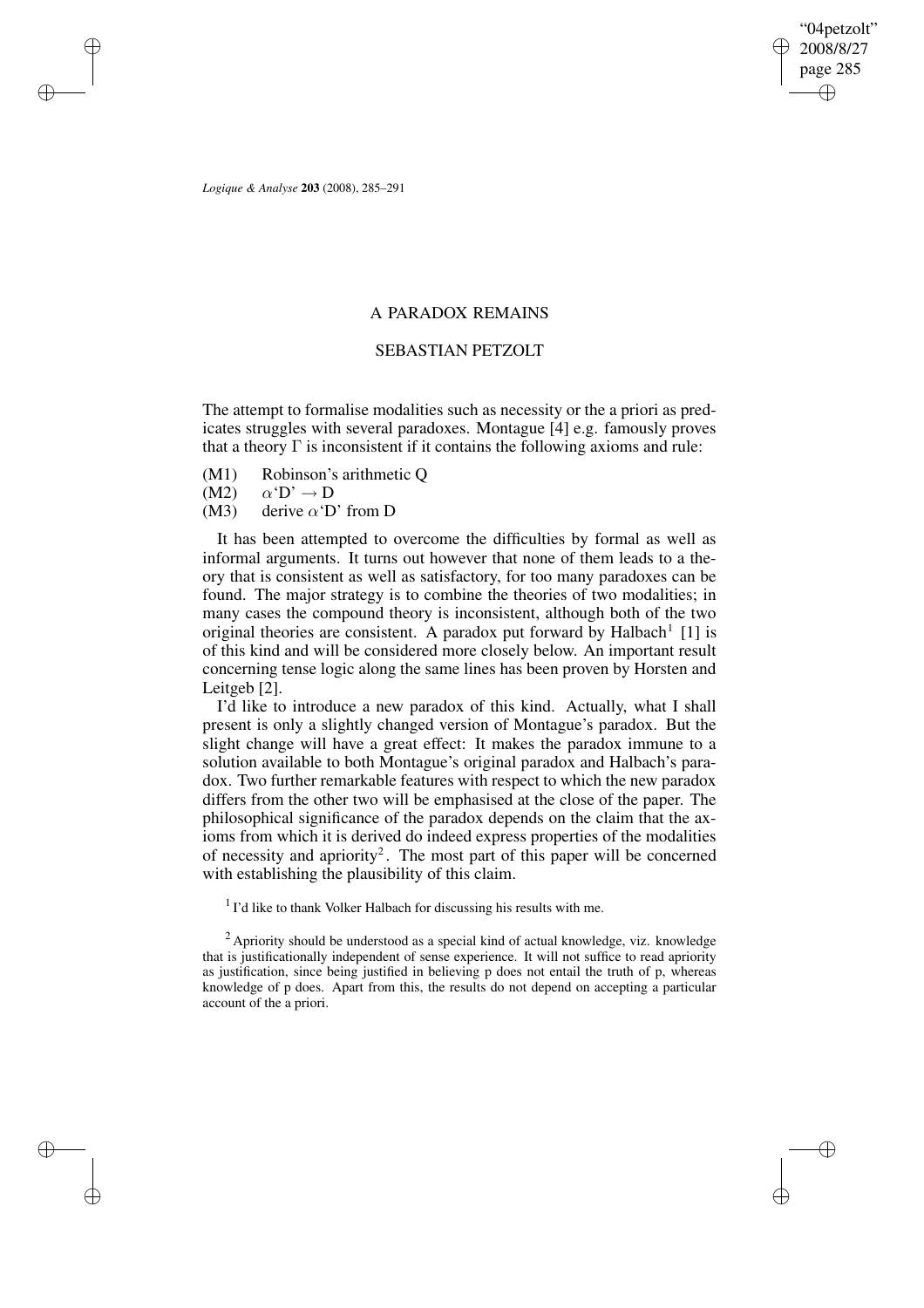# A PARADOX REMAINS

## SEBASTIAN PETZOLT

The attempt to formalise modalities such as necessity or the a priori as predicates struggles with several paradoxes. Montague [4] e.g. famously proves that a theory $\Gamma$ is inconsistent if it contains the following axioms and rule:

(M1) Robinson's arithmetic Q
(M2) $\alpha$'D' $\rightarrow$ D
(M3) derive $\alpha$'D' from D

It has been attempted to overcome the difficulties by formal as well as informal arguments. It turns out however that none of them leads to a theory that is consistent as well as satisfactory, for too many paradoxes can be found. The major strategy is to combine the theories of two modalities; in many cases the compound theory is inconsistent, although both of the two original theories are consistent. A paradox put forward by Halbach[1] [1] is of this kind and will be considered more closely below. An important result concerning tense logic along the same lines has been proven by Horsten and Leitgeb [2].

I'd like to introduce a new paradox of this kind. Actually, what I shall present is only a slightly changed version of Montague's paradox. But the slight change will have a great effect: It makes the paradox immune to a solution available to both Montague's original paradox and Halbach's paradox. Two further remarkable features with respect to which the new paradox differs from the other two will be emphasised at the close of the paper. The philosophical significance of the paradox depends on the claim that the axioms from which it is derived do indeed express properties of the modalities of necessity and apriority[2]. The most part of this paper will be concerned with establishing the plausibility of this claim.

[1] I'd like to thank Volker Halbach for discussing his results with me.

[2] Apriority should be understood as a special kind of actual knowledge, viz. knowledge that is justificationally independent of sense experience. It will not suffice to read apriority as justification, since being justified in believing p does not entail the truth of p, whereas knowledge of p does. Apart from this, the results do not depend on accepting a particular account of the a priori.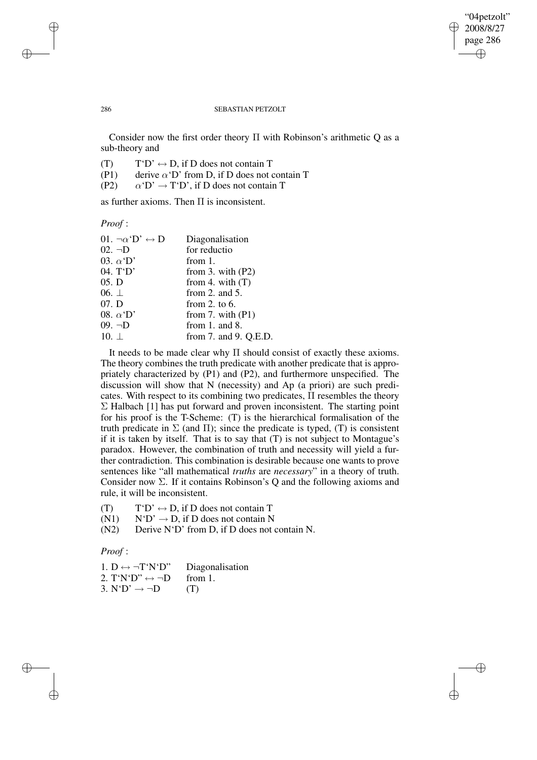Consider now the first order theory $\Pi$ with Robinson's arithmetic Q as a sub-theory and

(T) $\quad$ T'D' $\leftrightarrow$ D, if D does not contain T
(P1) $\quad$ derive $\alpha$'D' from D, if D does not contain T
(P2) $\quad$ $\alpha$'D' $\rightarrow$ T'D', if D does not contain T

as further axioms. Then $\Pi$ is inconsistent.

*Proof* :

| | |
|---|---|
| 01. $\neg\alpha$'D' $\leftrightarrow$ D | Diagonalisation |
| 02. $\neg$D | for reductio |
| 03. $\alpha$'D' | from 1. |
| 04. T'D' | from 3. with (P2) |
| 05. D | from 4. with (T) |
| 06. $\perp$ | from 2. and 5. |
| 07. D | from 2. to 6. |
| 08. $\alpha$'D' | from 7. with (P1) |
| 09. $\neg$D | from 1. and 8. |
| 10. $\perp$ | from 7. and 9. Q.E.D. |

It needs to be made clear why $\Pi$ should consist of exactly these axioms. The theory combines the truth predicate with another predicate that is appropriately characterized by (P1) and (P2), and furthermore unspecified. The discussion will show that N (necessity) and Ap (a priori) are such predicates. With respect to its combining two predicates, $\Pi$ resembles the theory $\Sigma$ Halbach [1] has put forward and proven inconsistent. The starting point for his proof is the T-Scheme: (T) is the hierarchical formalisation of the truth predicate in $\Sigma$ (and $\Pi$); since the predicate is typed, (T) is consistent if it is taken by itself. That is to say that (T) is not subject to Montague's paradox. However, the combination of truth and necessity will yield a further contradiction. This combination is desirable because one wants to prove sentences like "all mathematical *truths* are *necessary*" in a theory of truth. Consider now $\Sigma$. If it contains Robinson's Q and the following axioms and rule, it will be inconsistent.

(T) $\quad$ T'D' $\leftrightarrow$ D, if D does not contain T
(N1) $\quad$ N'D' $\rightarrow$ D, if D does not contain N
(N2) $\quad$ Derive N'D' from D, if D does not contain N.

*Proof* :

| | |
|---|---|
| 1. D $\leftrightarrow$ $\neg$T'N'D'' | Diagonalisation |
| 2. T'N'D'' $\leftrightarrow$ $\neg$D | from 1. |
| 3. N'D' $\rightarrow$ $\neg$D | (T) |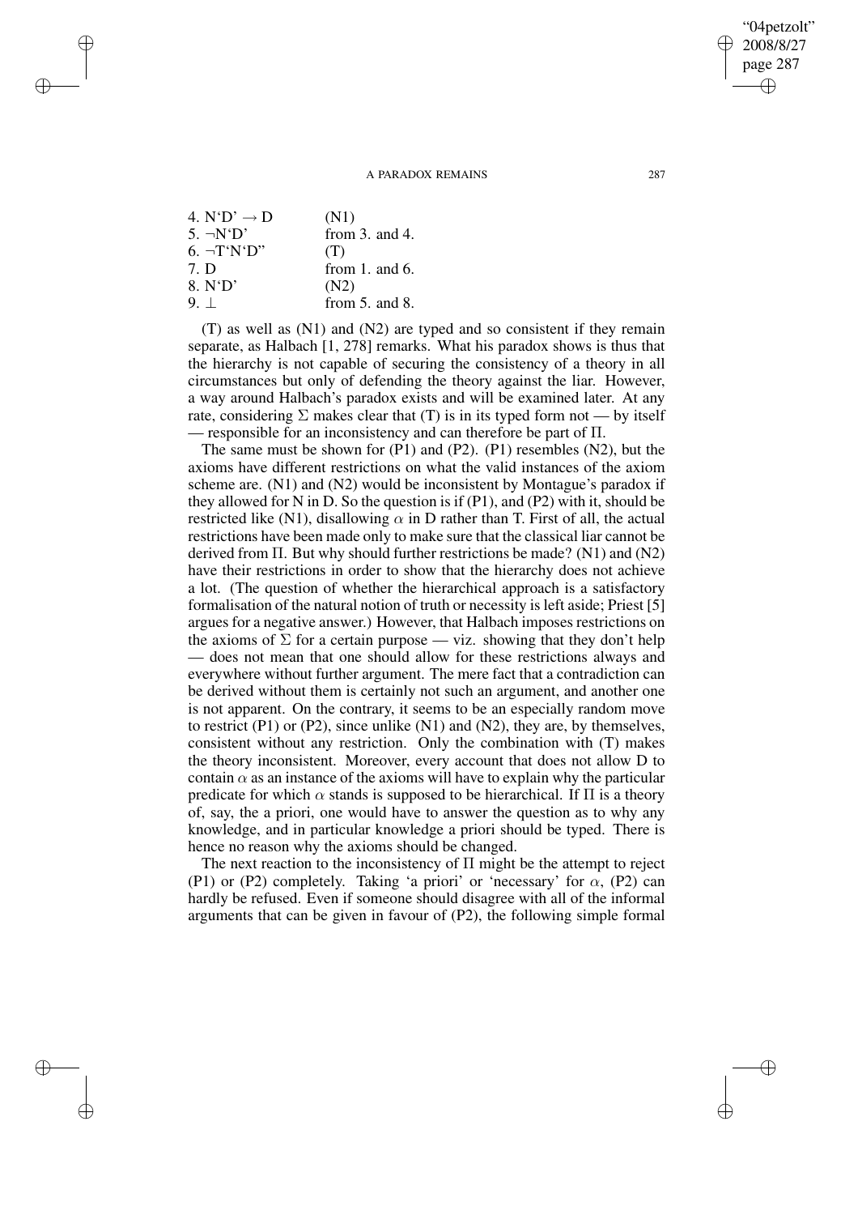| | |
|---|---|
| 4. N‘D’ → D | (N1) |
| 5. ¬N‘D’ | from 3. and 4. |
| 6. ¬T‘N‘D’’ | (T) |
| 7. D | from 1. and 6. |
| 8. N‘D’ | (N2) |
| 9. ⊥ | from 5. and 8. |

(T) as well as (N1) and (N2) are typed and so consistent if they remain separate, as Halbach [1, 278] remarks. What his paradox shows is thus that the hierarchy is not capable of securing the consistency of a theory in all circumstances but only of defending the theory against the liar. However, a way around Halbach's paradox exists and will be examined later. At any rate, considering $\Sigma$ makes clear that (T) is in its typed form not — by itself — responsible for an inconsistency and can therefore be part of $\Pi$.

The same must be shown for (P1) and (P2). (P1) resembles (N2), but the axioms have different restrictions on what the valid instances of the axiom scheme are. (N1) and (N2) would be inconsistent by Montague's paradox if they allowed for N in D. So the question is if (P1), and (P2) with it, should be restricted like (N1), disallowing $\alpha$ in D rather than T. First of all, the actual restrictions have been made only to make sure that the classical liar cannot be derived from $\Pi$. But why should further restrictions be made? (N1) and (N2) have their restrictions in order to show that the hierarchy does not achieve a lot. (The question of whether the hierarchical approach is a satisfactory formalisation of the natural notion of truth or necessity is left aside; Priest [5] argues for a negative answer.) However, that Halbach imposes restrictions on the axioms of $\Sigma$ for a certain purpose — viz. showing that they don't help — does not mean that one should allow for these restrictions always and everywhere without further argument. The mere fact that a contradiction can be derived without them is certainly not such an argument, and another one is not apparent. On the contrary, it seems to be an especially random move to restrict (P1) or (P2), since unlike (N1) and (N2), they are, by themselves, consistent without any restriction. Only the combination with (T) makes the theory inconsistent. Moreover, every account that does not allow D to contain $\alpha$ as an instance of the axioms will have to explain why the particular predicate for which $\alpha$ stands is supposed to be hierarchical. If $\Pi$ is a theory of, say, the a priori, one would have to answer the question as to why any knowledge, and in particular knowledge a priori should be typed. There is hence no reason why the axioms should be changed.

The next reaction to the inconsistency of $\Pi$ might be the attempt to reject (P1) or (P2) completely. Taking 'a priori' or 'necessary' for $\alpha$, (P2) can hardly be refused. Even if someone should disagree with all of the informal arguments that can be given in favour of (P2), the following simple formal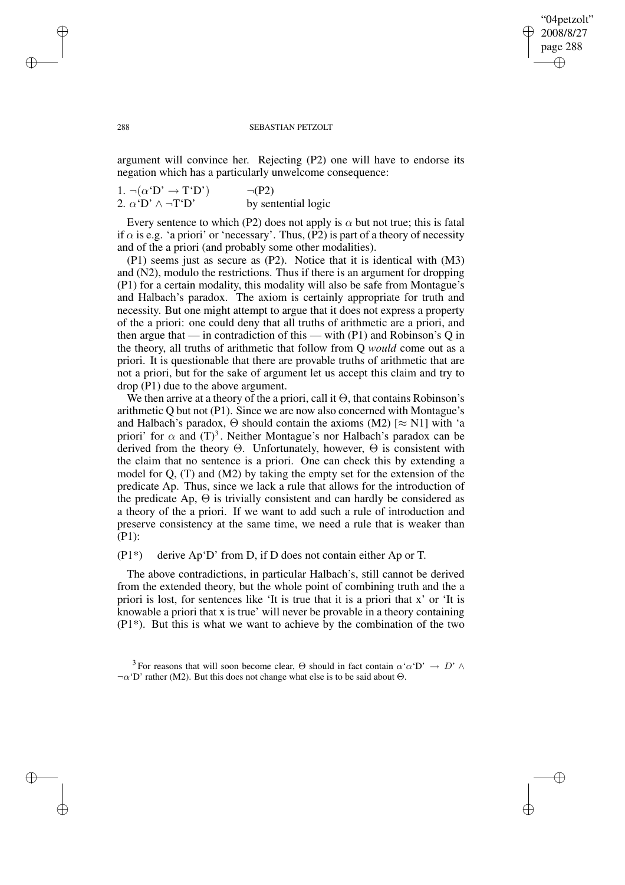argument will convince her. Rejecting (P2) one will have to endorse its negation which has a particularly unwelcome consequence:

1. $\neg(\alpha\text{`D'} \rightarrow \text{T`D'})$ $\qquad\neg$(P2)
2. $\alpha\text{`D'} \wedge \neg\text{T`D'}$ $\qquad$ by sentential logic

Every sentence to which (P2) does not apply is $\alpha$ but not true; this is fatal if $\alpha$ is e.g. 'a priori' or 'necessary'. Thus, (P2) is part of a theory of necessity and of the a priori (and probably some other modalities).

(P1) seems just as secure as (P2). Notice that it is identical with (M3) and (N2), modulo the restrictions. Thus if there is an argument for dropping (P1) for a certain modality, this modality will also be safe from Montague's and Halbach's paradox. The axiom is certainly appropriate for truth and necessity. But one might attempt to argue that it does not express a property of the a priori: one could deny that all truths of arithmetic are a priori, and then argue that — in contradiction of this — with (P1) and Robinson's Q in the theory, all truths of arithmetic that follow from Q *would* come out as a priori. It is questionable that there are provable truths of arithmetic that are not a priori, but for the sake of argument let us accept this claim and try to drop (P1) due to the above argument.

We then arrive at a theory of the a priori, call it $\Theta$, that contains Robinson's arithmetic Q but not (P1). Since we are now also concerned with Montague's and Halbach's paradox, $\Theta$ should contain the axioms (M2) [$\approx$ N1] with 'a priori' for $\alpha$ and (T)[3]. Neither Montague's nor Halbach's paradox can be derived from the theory $\Theta$. Unfortunately, however, $\Theta$ is consistent with the claim that no sentence is a priori. One can check this by extending a model for Q, (T) and (M2) by taking the empty set for the extension of the predicate Ap. Thus, since we lack a rule that allows for the introduction of the predicate Ap, $\Theta$ is trivially consistent and can hardly be considered as a theory of the a priori. If we want to add such a rule of introduction and preserve consistency at the same time, we need a rule that is weaker than (P1):

(P1*) $\quad$ derive Ap'D' from D, if D does not contain either Ap or T.

The above contradictions, in particular Halbach's, still cannot be derived from the extended theory, but the whole point of combining truth and the a priori is lost, for sentences like 'It is true that it is a priori that x' or 'It is knowable a priori that x is true' will never be provable in a theory containing (P1*). But this is what we want to achieve by the combination of the two

[3] For reasons that will soon become clear, $\Theta$ should in fact contain $\alpha\text{`}\alpha\text{`D'} \rightarrow D\text{'} \wedge \neg\alpha\text{`D'}$ rather (M2). But this does not change what else is to be said about $\Theta$.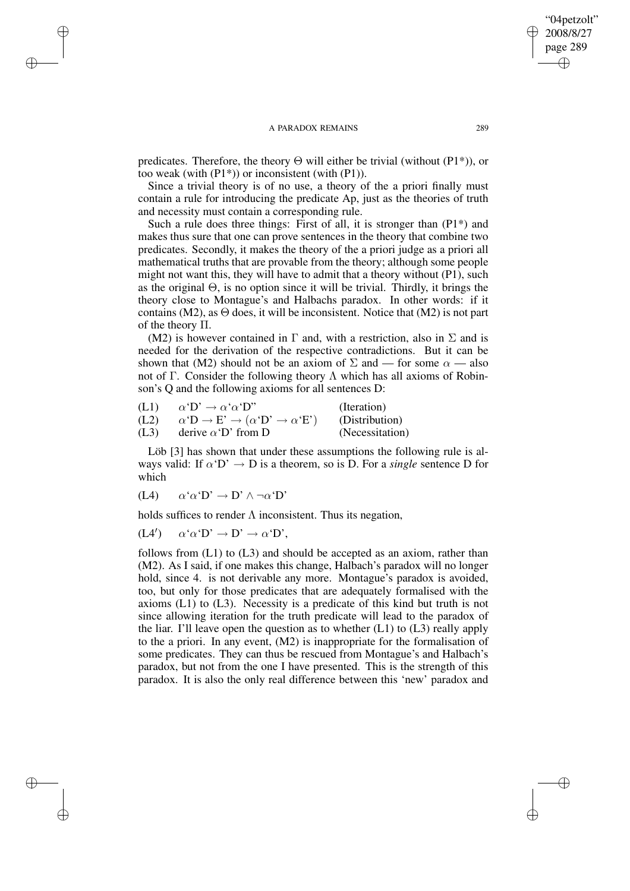predicates. Therefore, the theory $\Theta$ will either be trivial (without (P1*)), or too weak (with (P1*)) or inconsistent (with (P1)).

Since a trivial theory is of no use, a theory of the a priori finally must contain a rule for introducing the predicate Ap, just as the theories of truth and necessity must contain a corresponding rule.

Such a rule does three things: First of all, it is stronger than (P1*) and makes thus sure that one can prove sentences in the theory that combine two predicates. Secondly, it makes the theory of the a priori judge as a priori all mathematical truths that are provable from the theory; although some people might not want this, they will have to admit that a theory without (P1), such as the original $\Theta$, is no option since it will be trivial. Thirdly, it brings the theory close to Montague's and Halbachs paradox. In other words: if it contains (M2), as $\Theta$ does, it will be inconsistent. Notice that (M2) is not part of the theory $\Pi$.

(M2) is however contained in $\Gamma$ and, with a restriction, also in $\Sigma$ and is needed for the derivation of the respective contradictions. But it can be shown that (M2) should not be an axiom of $\Sigma$ and — for some $\alpha$ — also not of $\Gamma$. Consider the following theory $\Lambda$ which has all axioms of Robinson's Q and the following axioms for all sentences D:

| | | |
|---|---|---|
| (L1) | $\alpha$'D' $\rightarrow$ $\alpha$'$\alpha$'D'' | (Iteration) |
| (L2) | $\alpha$'D $\rightarrow$ E' $\rightarrow$ ($\alpha$'D' $\rightarrow$ $\alpha$'E') | (Distribution) |
| (L3) | derive $\alpha$'D' from D | (Necessitation) |

Löb [3] has shown that under these assumptions the following rule is always valid: If $\alpha$'D' $\rightarrow$ D is a theorem, so is D. For a *single* sentence D for which

(L4) $\alpha$'$\alpha$'D' $\rightarrow$ D' $\wedge$ $\neg\alpha$'D'

holds suffices to render $\Lambda$ inconsistent. Thus its negation,

(L4$'$) $\alpha$'$\alpha$'D' $\rightarrow$ D' $\rightarrow$ $\alpha$'D',

follows from (L1) to (L3) and should be accepted as an axiom, rather than (M2). As I said, if one makes this change, Halbach's paradox will no longer hold, since 4. is not derivable any more. Montague's paradox is avoided, too, but only for those predicates that are adequately formalised with the axioms (L1) to (L3). Necessity is a predicate of this kind but truth is not since allowing iteration for the truth predicate will lead to the paradox of the liar. I'll leave open the question as to whether (L1) to (L3) really apply to the a priori. In any event, (M2) is inappropriate for the formalisation of some predicates. They can thus be rescued from Montague's and Halbach's paradox, but not from the one I have presented. This is the strength of this paradox. It is also the only real difference between this 'new' paradox and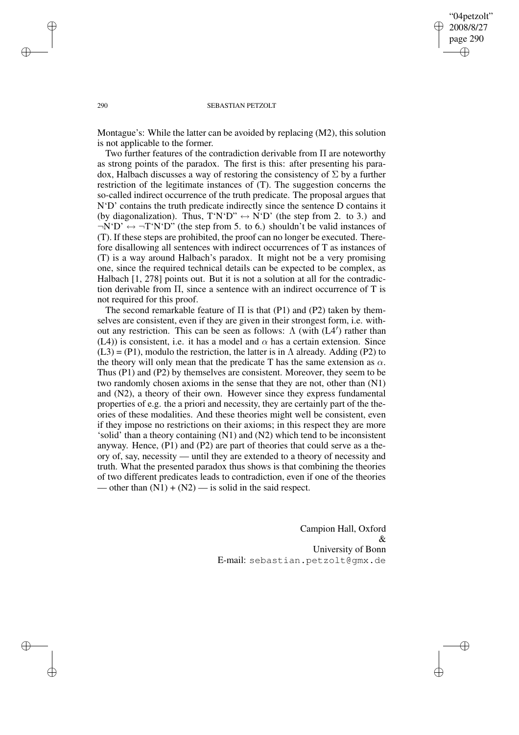Montague's: While the latter can be avoided by replacing (M2), this solution is not applicable to the former.

Two further features of the contradiction derivable from $\Pi$ are noteworthy as strong points of the paradox. The first is this: after presenting his paradox, Halbach discusses a way of restoring the consistency of $\Sigma$ by a further restriction of the legitimate instances of (T). The suggestion concerns the so-called indirect occurrence of the truth predicate. The proposal argues that N'D' contains the truth predicate indirectly since the sentence D contains it (by diagonalization). Thus, T'N'D'' $\leftrightarrow$ N'D' (the step from 2. to 3.) and $\neg$N'D' $\leftrightarrow$ $\neg$T'N'D'' (the step from 5. to 6.) shouldn't be valid instances of (T). If these steps are prohibited, the proof can no longer be executed. Therefore disallowing all sentences with indirect occurrences of T as instances of (T) is a way around Halbach's paradox. It might not be a very promising one, since the required technical details can be expected to be complex, as Halbach [1, 278] points out. But it is not a solution at all for the contradiction derivable from $\Pi$, since a sentence with an indirect occurrence of T is not required for this proof.

The second remarkable feature of $\Pi$ is that (P1) and (P2) taken by themselves are consistent, even if they are given in their strongest form, i.e. without any restriction. This can be seen as follows: $\Lambda$ (with (L4$'$) rather than (L4)) is consistent, i.e. it has a model and $\alpha$ has a certain extension. Since (L3) = (P1), modulo the restriction, the latter is in $\Lambda$ already. Adding (P2) to the theory will only mean that the predicate T has the same extension as $\alpha$. Thus (P1) and (P2) by themselves are consistent. Moreover, they seem to be two randomly chosen axioms in the sense that they are not, other than (N1) and (N2), a theory of their own. However since they express fundamental properties of e.g. the a priori and necessity, they are certainly part of the theories of these modalities. And these theories might well be consistent, even if they impose no restrictions on their axioms; in this respect they are more 'solid' than a theory containing (N1) and (N2) which tend to be inconsistent anyway. Hence, (P1) and (P2) are part of theories that could serve as a theory of, say, necessity — until they are extended to a theory of necessity and truth. What the presented paradox thus shows is that combining the theories of two different predicates leads to contradiction, even if one of the theories — other than (N1) + (N2) — is solid in the said respect.

Campion Hall, Oxford
&
University of Bonn
E-mail: sebastian.petzolt@gmx.de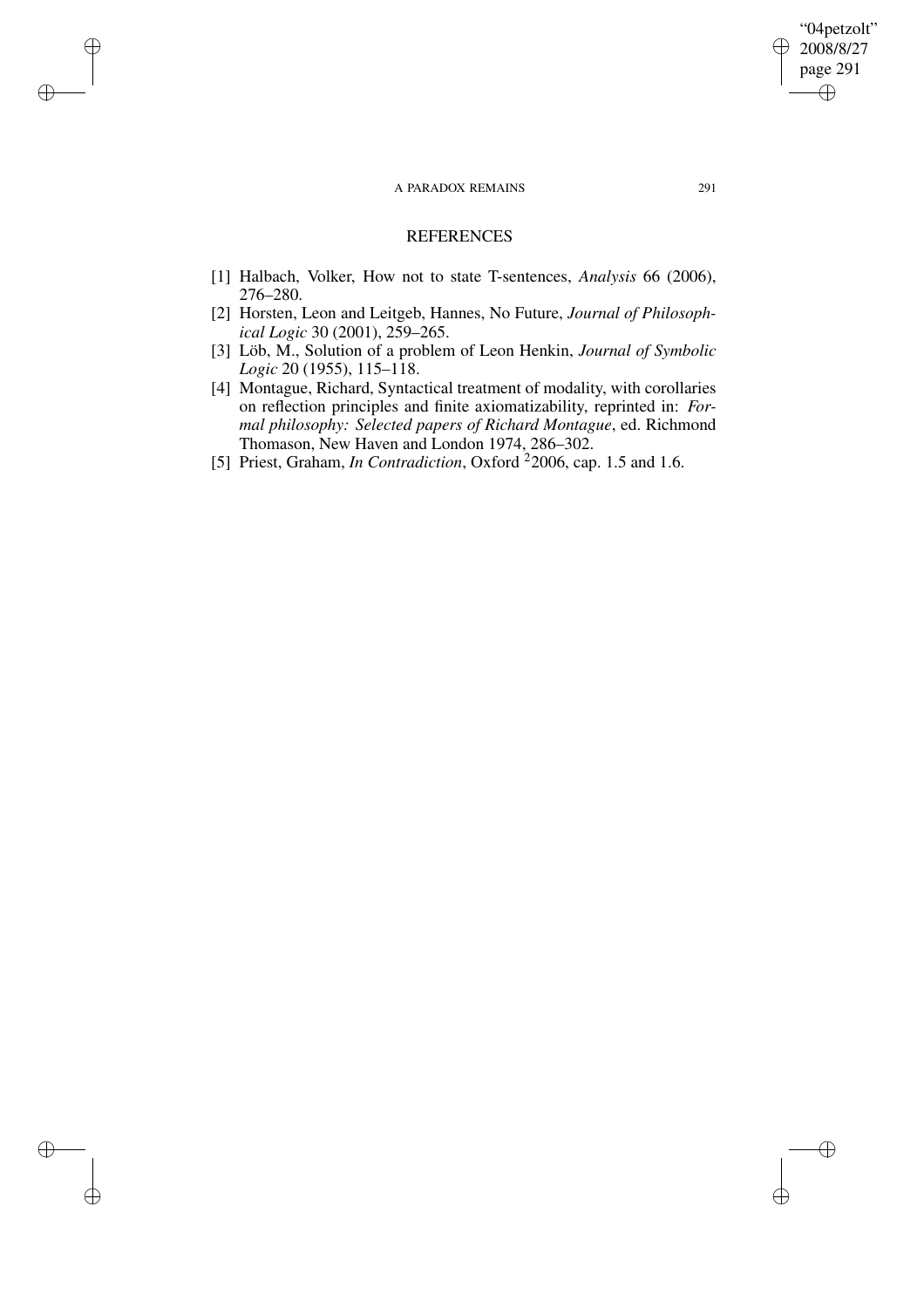## REFERENCES

[1] Halbach, Volker, How not to state T-sentences, *Analysis* 66 (2006), 276–280.

[2] Horsten, Leon and Leitgeb, Hannes, No Future, *Journal of Philosophical Logic* 30 (2001), 259–265.

[3] Löb, M., Solution of a problem of Leon Henkin, *Journal of Symbolic Logic* 20 (1955), 115–118.

[4] Montague, Richard, Syntactical treatment of modality, with corollaries on reflection principles and finite axiomatizability, reprinted in: *Formal philosophy: Selected papers of Richard Montague*, ed. Richmond Thomason, New Haven and London 1974, 286–302.

[5] Priest, Graham, *In Contradiction*, Oxford $^{2}$2006, cap. 1.5 and 1.6.